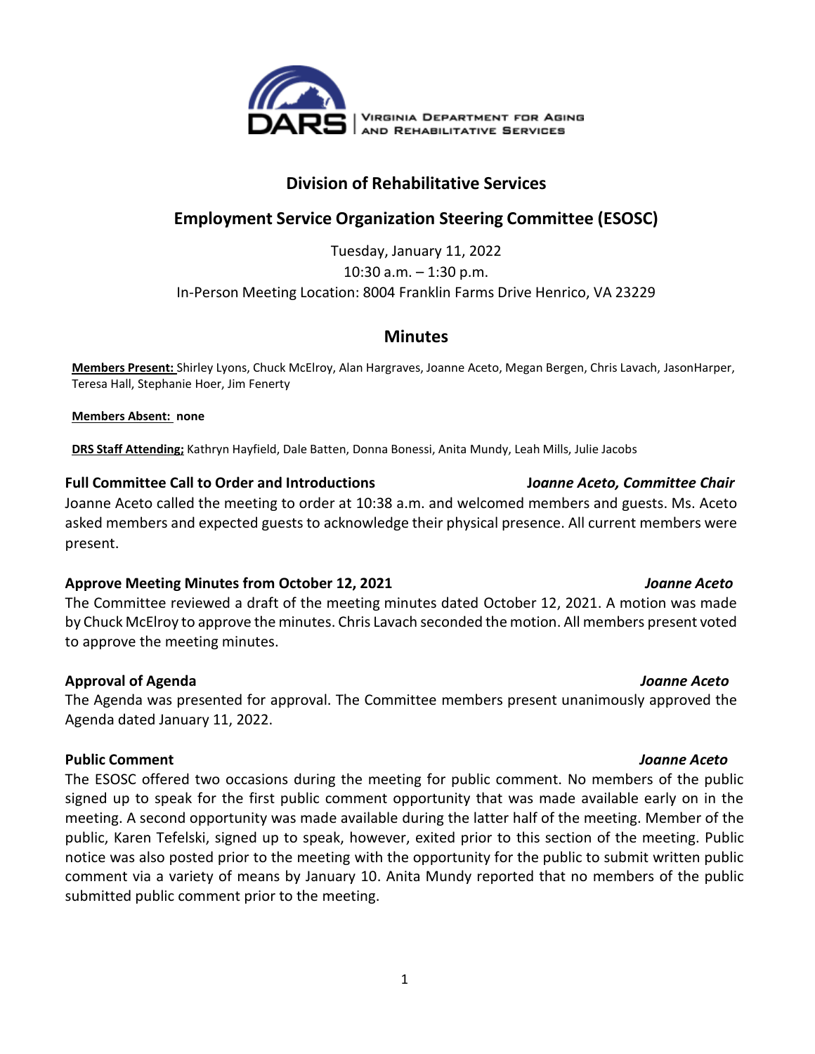VIRGINIA DEPARTMENT FOR AGING AND REHABILITATIVE SERVICES

# Division of Rehabilitative Services

## Employment Service Organization Steering Committee (ESOSC)

Tuesday, January 11, 2022
10:30 a.m. – 1:30 p.m.
In-Person Meeting Location: 8004 Franklin Farms Drive Henrico, VA 23229

## Minutes

**Members Present:** Shirley Lyons, Chuck McElroy, Alan Hargraves, Joanne Aceto, Megan Bergen, Chris Lavach, JasonHarper, Teresa Hall, Stephanie Hoer, Jim Fenerty

**Members Absent:** **none**

**DRS Staff Attending;** Kathryn Hayfield, Dale Batten, Donna Bonessi, Anita Mundy, Leah Mills, Julie Jacobs

### Full Committee Call to Order and Introductions — *Joanne Aceto, Committee Chair*

Joanne Aceto called the meeting to order at 10:38 a.m. and welcomed members and guests. Ms. Aceto asked members and expected guests to acknowledge their physical presence. All current members were present.

### Approve Meeting Minutes from October 12, 2021 — *Joanne Aceto*

The Committee reviewed a draft of the meeting minutes dated October 12, 2021. A motion was made by Chuck McElroy to approve the minutes. Chris Lavach seconded the motion. All members present voted to approve the meeting minutes.

### Approval of Agenda — *Joanne Aceto*

The Agenda was presented for approval. The Committee members present unanimously approved the Agenda dated January 11, 2022.

### Public Comment — *Joanne Aceto*

The ESOSC offered two occasions during the meeting for public comment. No members of the public signed up to speak for the first public comment opportunity that was made available early on in the meeting. A second opportunity was made available during the latter half of the meeting. Member of the public, Karen Tefelski, signed up to speak, however, exited prior to this section of the meeting. Public notice was also posted prior to the meeting with the opportunity for the public to submit written public comment via a variety of means by January 10. Anita Mundy reported that no members of the public submitted public comment prior to the meeting.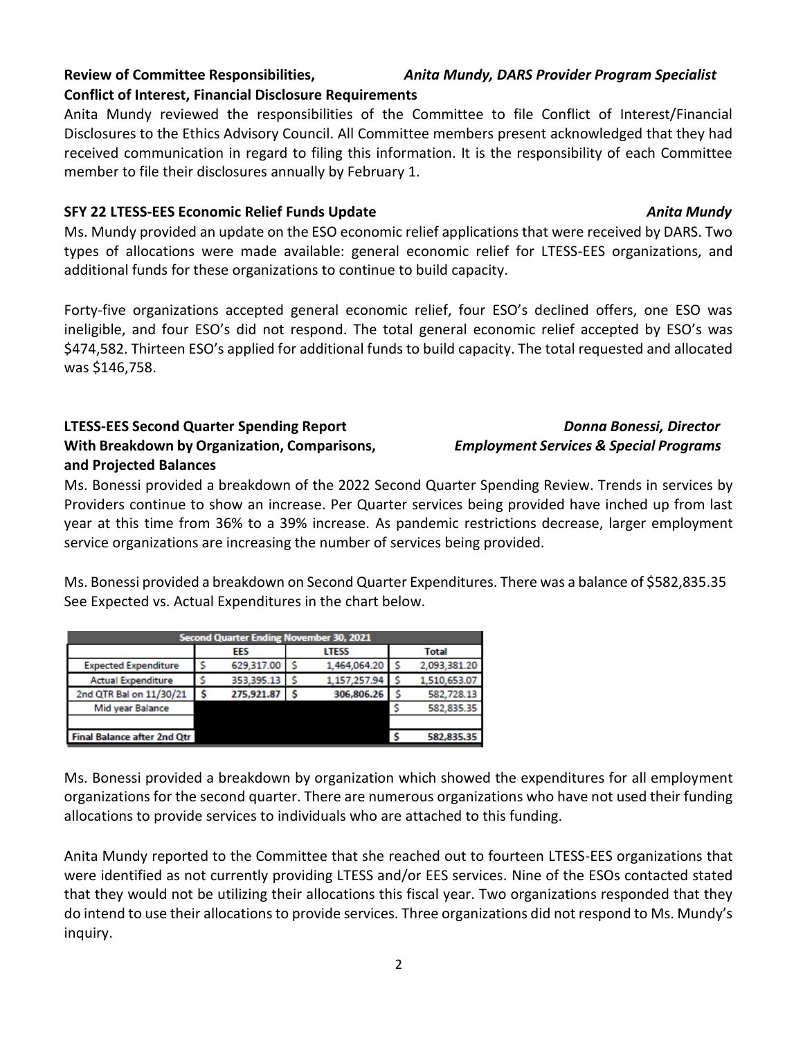**Review of Committee Responsibilities, Conflict of Interest, Financial Disclosure Requirements** — *Anita Mundy, DARS Provider Program Specialist*

Anita Mundy reviewed the responsibilities of the Committee to file Conflict of Interest/Financial Disclosures to the Ethics Advisory Council. All Committee members present acknowledged that they had received communication in regard to filing this information. It is the responsibility of each Committee member to file their disclosures annually by February 1.

**SFY 22 LTESS-EES Economic Relief Funds Update** — *Anita Mundy*

Ms. Mundy provided an update on the ESO economic relief applications that were received by DARS. Two types of allocations were made available: general economic relief for LTESS-EES organizations, and additional funds for these organizations to continue to build capacity.

Forty-five organizations accepted general economic relief, four ESO's declined offers, one ESO was ineligible, and four ESO's did not respond. The total general economic relief accepted by ESO's was $474,582. Thirteen ESO's applied for additional funds to build capacity. The total requested and allocated was $146,758.

**LTESS-EES Second Quarter Spending Report With Breakdown by Organization, Comparisons, and Projected Balances** — *Donna Bonessi, Director Employment Services & Special Programs*

Ms. Bonessi provided a breakdown of the 2022 Second Quarter Spending Review. Trends in services by Providers continue to show an increase. Per Quarter services being provided have inched up from last year at this time from 36% to a 39% increase. As pandemic restrictions decrease, larger employment service organizations are increasing the number of services being provided.

Ms. Bonessi provided a breakdown on Second Quarter Expenditures. There was a balance of $582,835.35 See Expected vs. Actual Expenditures in the chart below.

| Second Quarter Ending November 30, 2021 | | | |
|---|---|---|---|
| | EES | LTESS | Total |
| Expected Expenditure | $ 629,317.00 | $ 1,464,064.20 | $ 2,093,381.20 |
| Actual Expenditure | $ 353,395.13 | $ 1,157,257.94 | $ 1,510,653.07 |
| 2nd QTR Bal on 11/30/21 | $ 275,921.87 | $ 306,806.26 | $ 582,728.13 |
| Mid year Balance | | | $ 582,835.35 |
| | | | |
| Final Balance after 2nd Qtr | | | $ 582,835.35 |

Ms. Bonessi provided a breakdown by organization which showed the expenditures for all employment organizations for the second quarter. There are numerous organizations who have not used their funding allocations to provide services to individuals who are attached to this funding.

Anita Mundy reported to the Committee that she reached out to fourteen LTESS-EES organizations that were identified as not currently providing LTESS and/or EES services. Nine of the ESOs contacted stated that they would not be utilizing their allocations this fiscal year. Two organizations responded that they do intend to use their allocations to provide services. Three organizations did not respond to Ms. Mundy's inquiry.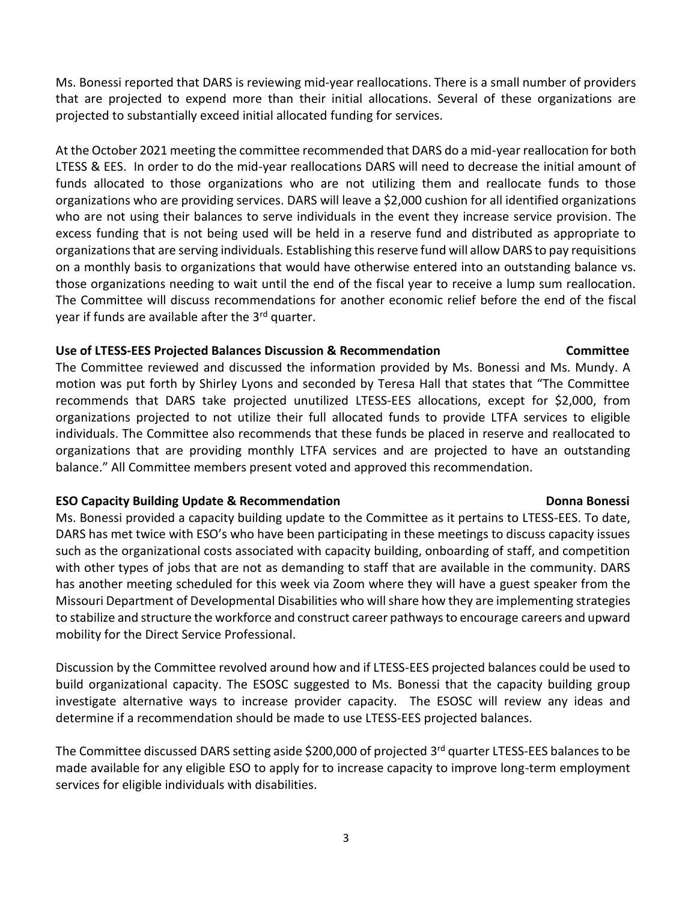Ms. Bonessi reported that DARS is reviewing mid-year reallocations. There is a small number of providers that are projected to expend more than their initial allocations. Several of these organizations are projected to substantially exceed initial allocated funding for services.

At the October 2021 meeting the committee recommended that DARS do a mid-year reallocation for both LTESS & EES. In order to do the mid-year reallocations DARS will need to decrease the initial amount of funds allocated to those organizations who are not utilizing them and reallocate funds to those organizations who are providing services. DARS will leave a $2,000 cushion for all identified organizations who are not using their balances to serve individuals in the event they increase service provision. The excess funding that is not being used will be held in a reserve fund and distributed as appropriate to organizations that are serving individuals. Establishing this reserve fund will allow DARS to pay requisitions on a monthly basis to organizations that would have otherwise entered into an outstanding balance vs. those organizations needing to wait until the end of the fiscal year to receive a lump sum reallocation. The Committee will discuss recommendations for another economic relief before the end of the fiscal year if funds are available after the 3rd quarter.

**Use of LTESS-EES Projected Balances Discussion & Recommendation** **Committee**

The Committee reviewed and discussed the information provided by Ms. Bonessi and Ms. Mundy. A motion was put forth by Shirley Lyons and seconded by Teresa Hall that states that "The Committee recommends that DARS take projected unutilized LTESS-EES allocations, except for $2,000, from organizations projected to not utilize their full allocated funds to provide LTFA services to eligible individuals. The Committee also recommends that these funds be placed in reserve and reallocated to organizations that are providing monthly LTFA services and are projected to have an outstanding balance." All Committee members present voted and approved this recommendation.

**ESO Capacity Building Update & Recommendation** **Donna Bonessi**

Ms. Bonessi provided a capacity building update to the Committee as it pertains to LTESS-EES. To date, DARS has met twice with ESO's who have been participating in these meetings to discuss capacity issues such as the organizational costs associated with capacity building, onboarding of staff, and competition with other types of jobs that are not as demanding to staff that are available in the community. DARS has another meeting scheduled for this week via Zoom where they will have a guest speaker from the Missouri Department of Developmental Disabilities who will share how they are implementing strategies to stabilize and structure the workforce and construct career pathways to encourage careers and upward mobility for the Direct Service Professional.

Discussion by the Committee revolved around how and if LTESS-EES projected balances could be used to build organizational capacity. The ESOSC suggested to Ms. Bonessi that the capacity building group investigate alternative ways to increase provider capacity. The ESOSC will review any ideas and determine if a recommendation should be made to use LTESS-EES projected balances.

The Committee discussed DARS setting aside $200,000 of projected 3rd quarter LTESS-EES balances to be made available for any eligible ESO to apply for to increase capacity to improve long-term employment services for eligible individuals with disabilities.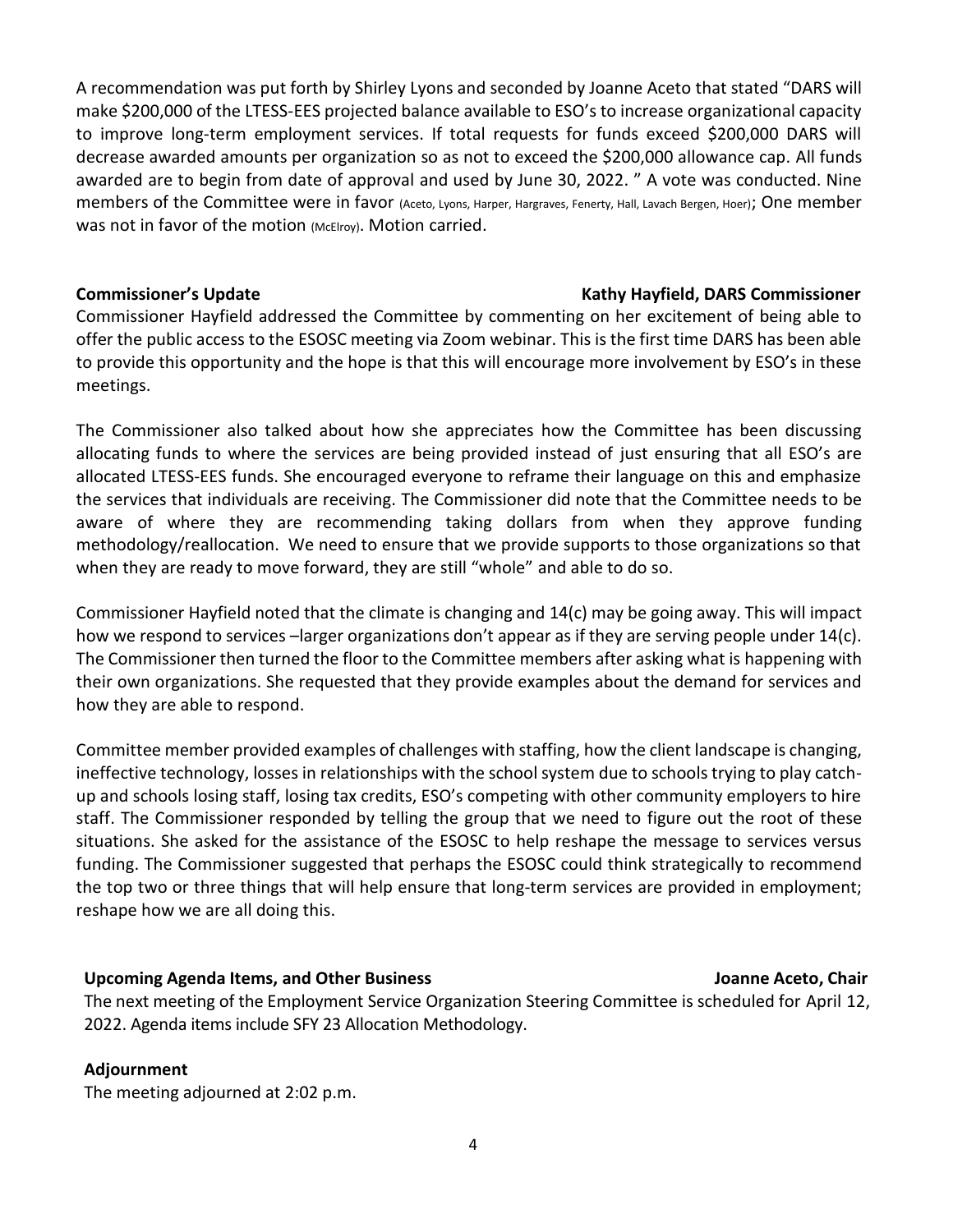A recommendation was put forth by Shirley Lyons and seconded by Joanne Aceto that stated "DARS will make $200,000 of the LTESS-EES projected balance available to ESO's to increase organizational capacity to improve long-term employment services. If total requests for funds exceed $200,000 DARS will decrease awarded amounts per organization so as not to exceed the $200,000 allowance cap. All funds awarded are to begin from date of approval and used by June 30, 2022. " A vote was conducted. Nine members of the Committee were in favor (Aceto, Lyons, Harper, Hargraves, Fenerty, Hall, Lavach Bergen, Hoer); One member was not in favor of the motion (McElroy). Motion carried.

**Commissioner's Update** — **Kathy Hayfield, DARS Commissioner**

Commissioner Hayfield addressed the Committee by commenting on her excitement of being able to offer the public access to the ESOSC meeting via Zoom webinar. This is the first time DARS has been able to provide this opportunity and the hope is that this will encourage more involvement by ESO's in these meetings.

The Commissioner also talked about how she appreciates how the Committee has been discussing allocating funds to where the services are being provided instead of just ensuring that all ESO's are allocated LTESS-EES funds. She encouraged everyone to reframe their language on this and emphasize the services that individuals are receiving. The Commissioner did note that the Committee needs to be aware of where they are recommending taking dollars from when they approve funding methodology/reallocation. We need to ensure that we provide supports to those organizations so that when they are ready to move forward, they are still "whole" and able to do so.

Commissioner Hayfield noted that the climate is changing and 14(c) may be going away. This will impact how we respond to services –larger organizations don't appear as if they are serving people under 14(c). The Commissioner then turned the floor to the Committee members after asking what is happening with their own organizations. She requested that they provide examples about the demand for services and how they are able to respond.

Committee member provided examples of challenges with staffing, how the client landscape is changing, ineffective technology, losses in relationships with the school system due to schools trying to play catch-up and schools losing staff, losing tax credits, ESO's competing with other community employers to hire staff. The Commissioner responded by telling the group that we need to figure out the root of these situations. She asked for the assistance of the ESOSC to help reshape the message to services versus funding. The Commissioner suggested that perhaps the ESOSC could think strategically to recommend the top two or three things that will help ensure that long-term services are provided in employment; reshape how we are all doing this.

**Upcoming Agenda Items, and Other Business** — **Joanne Aceto, Chair**

The next meeting of the Employment Service Organization Steering Committee is scheduled for April 12, 2022. Agenda items include SFY 23 Allocation Methodology.

**Adjournment**

The meeting adjourned at 2:02 p.m.